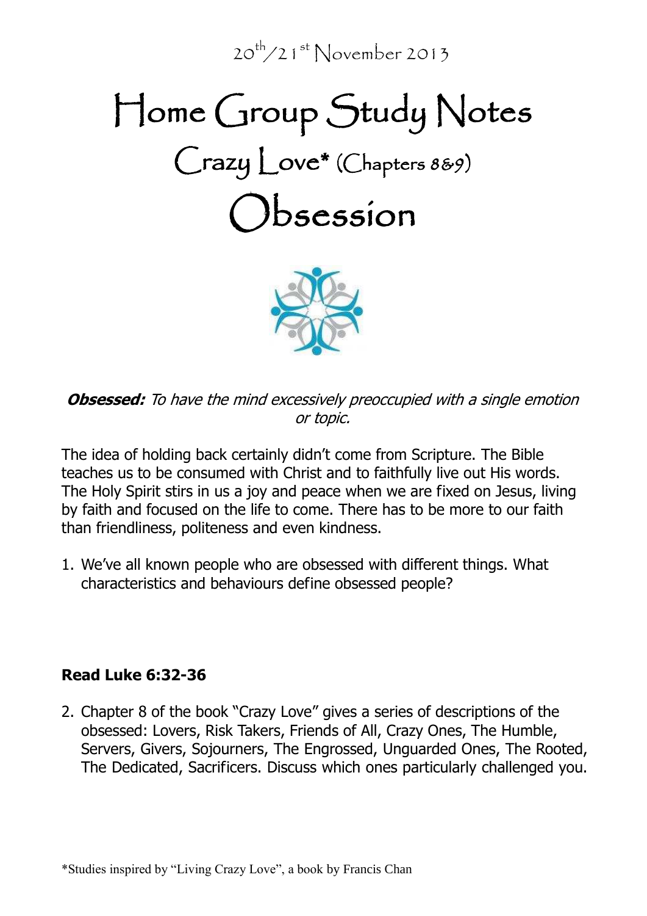20th/21st November 2013

# Home Group Study Notes

## Crazy Love* (Chapters 8&9)

# Obsession

***Obsessed:*** *To have the mind excessively preoccupied with a single emotion or topic.*

The idea of holding back certainly didn't come from Scripture. The Bible teaches us to be consumed with Christ and to faithfully live out His words. The Holy Spirit stirs in us a joy and peace when we are fixed on Jesus, living by faith and focused on the life to come. There has to be more to our faith than friendliness, politeness and even kindness.

1. We've all known people who are obsessed with different things. What characteristics and behaviours define obsessed people?

**Read Luke 6:32-36**

2. Chapter 8 of the book "Crazy Love" gives a series of descriptions of the obsessed: Lovers, Risk Takers, Friends of All, Crazy Ones, The Humble, Servers, Givers, Sojourners, The Engrossed, Unguarded Ones, The Rooted, The Dedicated, Sacrificers. Discuss which ones particularly challenged you.

*Studies inspired by "Living Crazy Love", a book by Francis Chan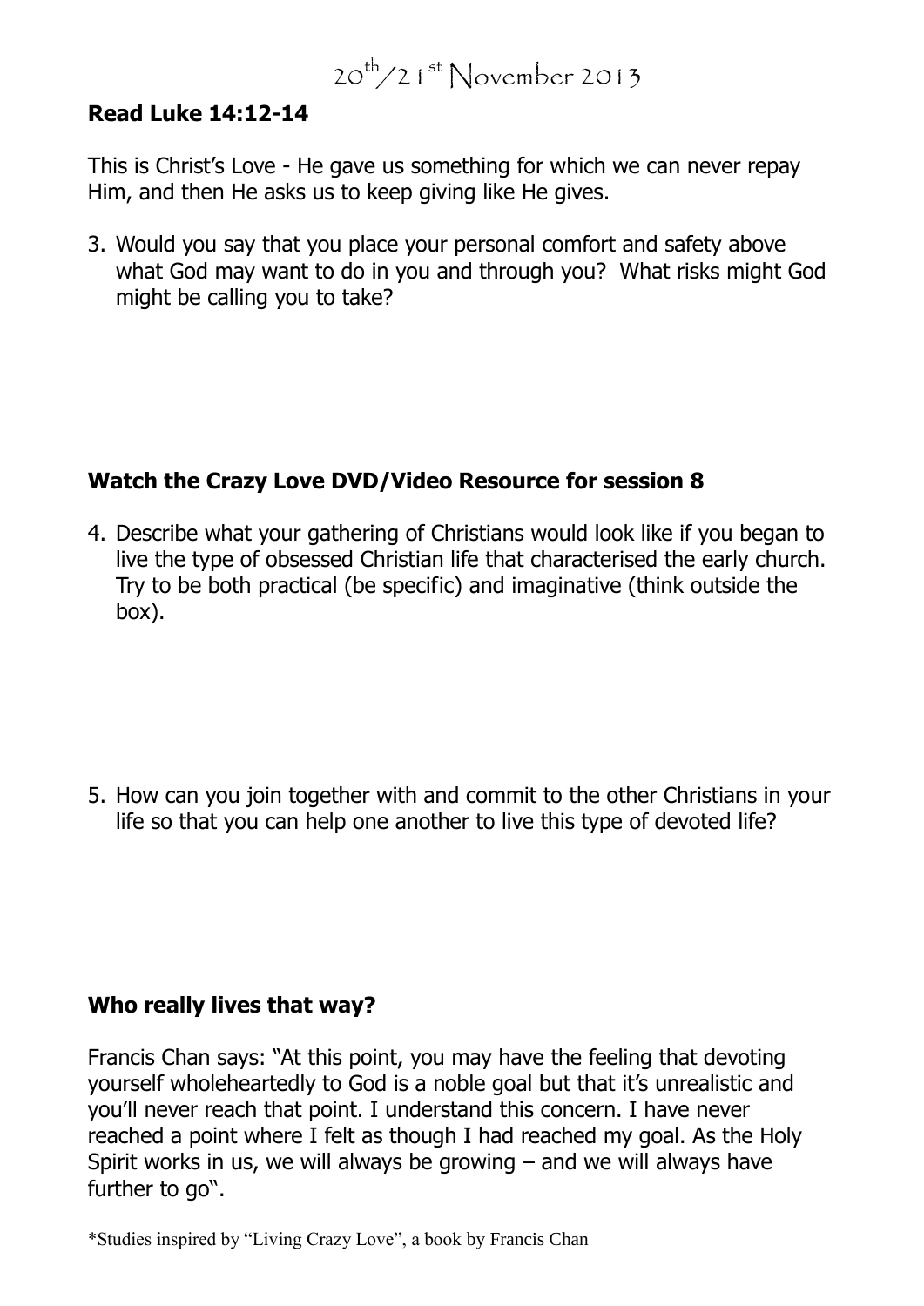20[th]/21[st] November 2013

**Read Luke 14:12-14**

This is Christ's Love - He gave us something for which we can never repay Him, and then He asks us to keep giving like He gives.

3. Would you say that you place your personal comfort and safety above what God may want to do in you and through you? What risks might God might be calling you to take?

**Watch the Crazy Love DVD/Video Resource for session 8**

4. Describe what your gathering of Christians would look like if you began to live the type of obsessed Christian life that characterised the early church. Try to be both practical (be specific) and imaginative (think outside the box).

5. How can you join together with and commit to the other Christians in your life so that you can help one another to live this type of devoted life?

**Who really lives that way?**

Francis Chan says: "At this point, you may have the feeling that devoting yourself wholeheartedly to God is a noble goal but that it's unrealistic and you'll never reach that point. I understand this concern. I have never reached a point where I felt as though I had reached my goal. As the Holy Spirit works in us, we will always be growing – and we will always have further to go".

*Studies inspired by "Living Crazy Love", a book by Francis Chan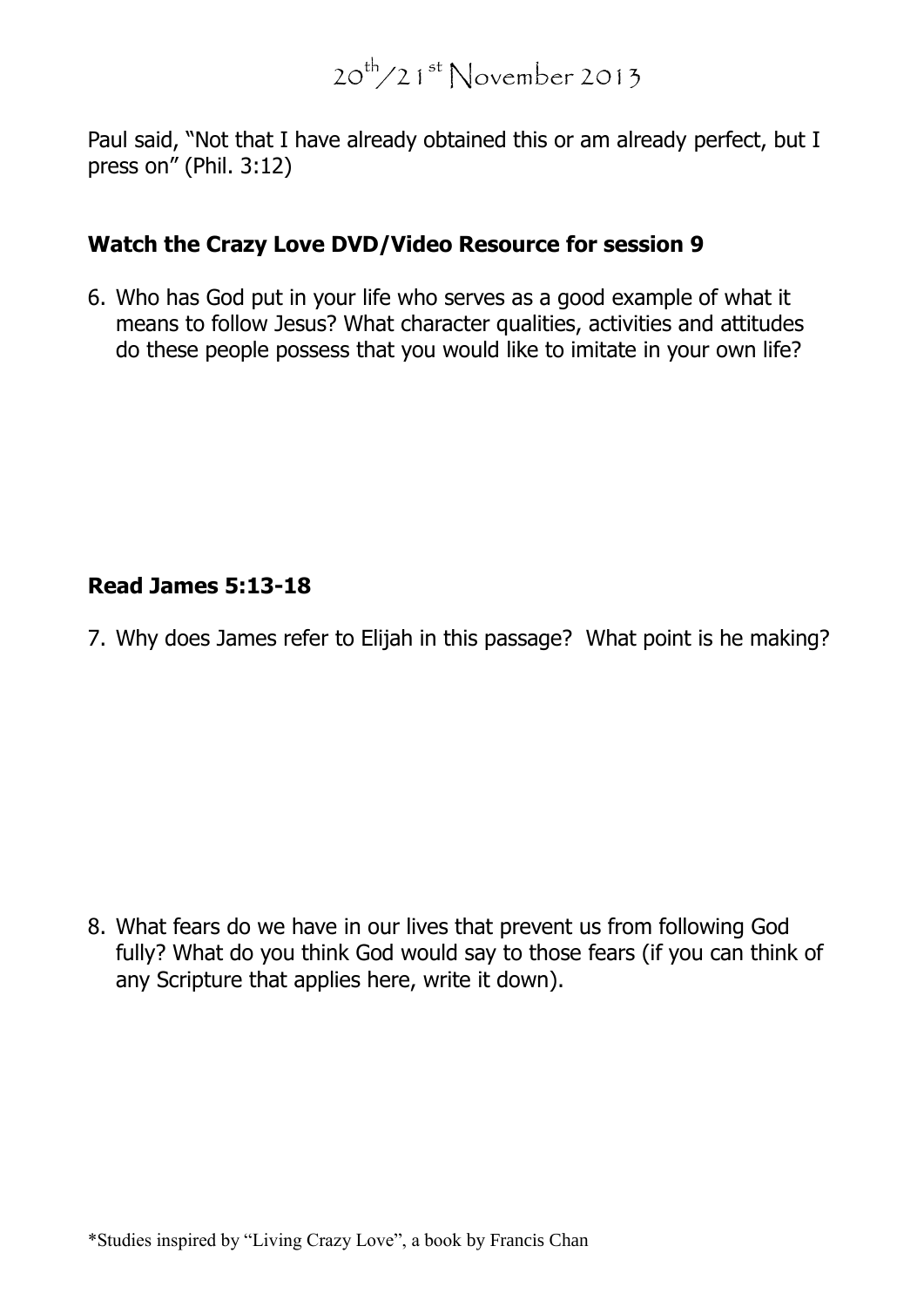20[th]/21[st] November 2013

Paul said, "Not that I have already obtained this or am already perfect, but I press on" (Phil. 3:12)

**Watch the Crazy Love DVD/Video Resource for session 9**

6. Who has God put in your life who serves as a good example of what it means to follow Jesus? What character qualities, activities and attitudes do these people possess that you would like to imitate in your own life?

**Read James 5:13-18**

7. Why does James refer to Elijah in this passage? What point is he making?

8. What fears do we have in our lives that prevent us from following God fully? What do you think God would say to those fears (if you can think of any Scripture that applies here, write it down).

*Studies inspired by "Living Crazy Love", a book by Francis Chan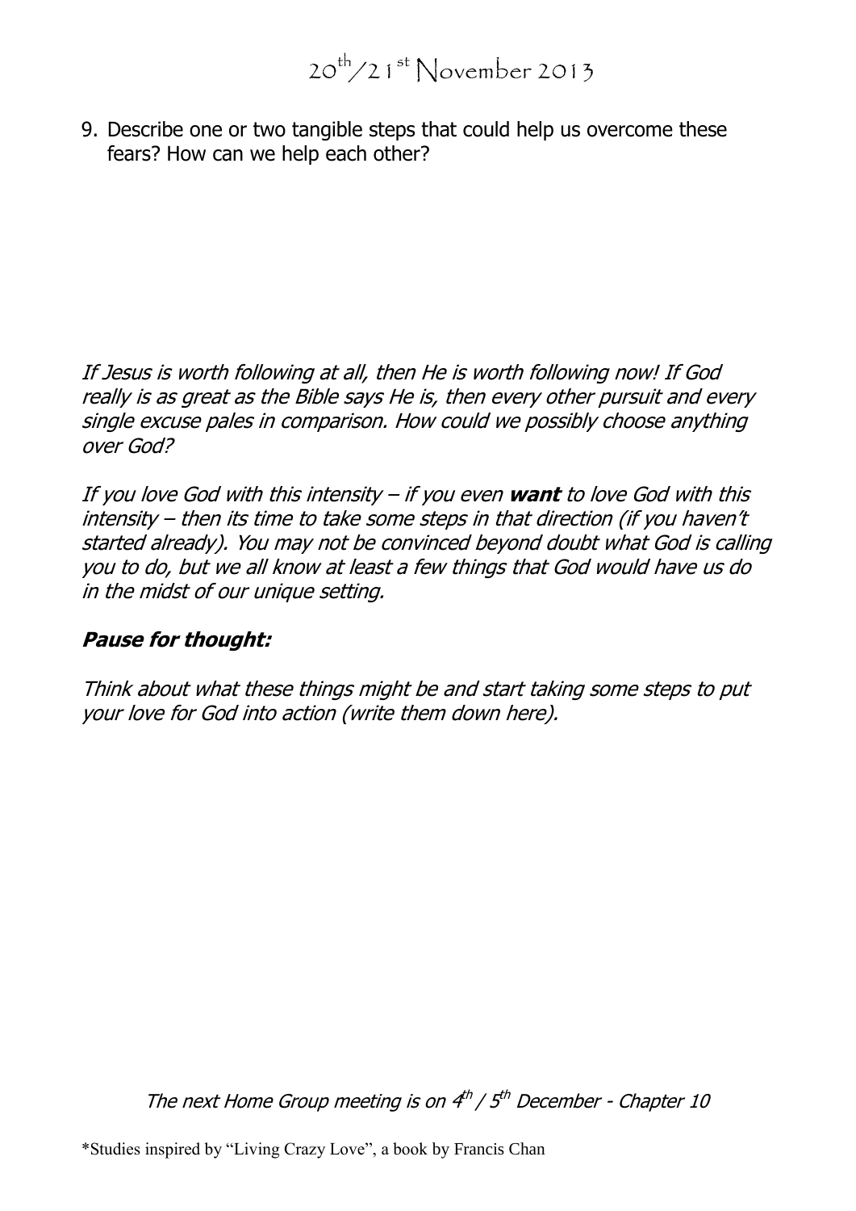# 20th/21st November 2013

9. Describe one or two tangible steps that could help us overcome these fears? How can we help each other?

*If Jesus is worth following at all, then He is worth following now! If God really is as great as the Bible says He is, then every other pursuit and every single excuse pales in comparison. How could we possibly choose anything over God?*

*If you love God with this intensity – if you even **want** to love God with this intensity – then its time to take some steps in that direction (if you haven't started already). You may not be convinced beyond doubt what God is calling you to do, but we all know at least a few things that God would have us do in the midst of our unique setting.*

***Pause for thought:***

*Think about what these things might be and start taking some steps to put your love for God into action (write them down here).*

*The next Home Group meeting is on 4th / 5th December - Chapter 10*

*Studies inspired by "Living Crazy Love", a book by Francis Chan